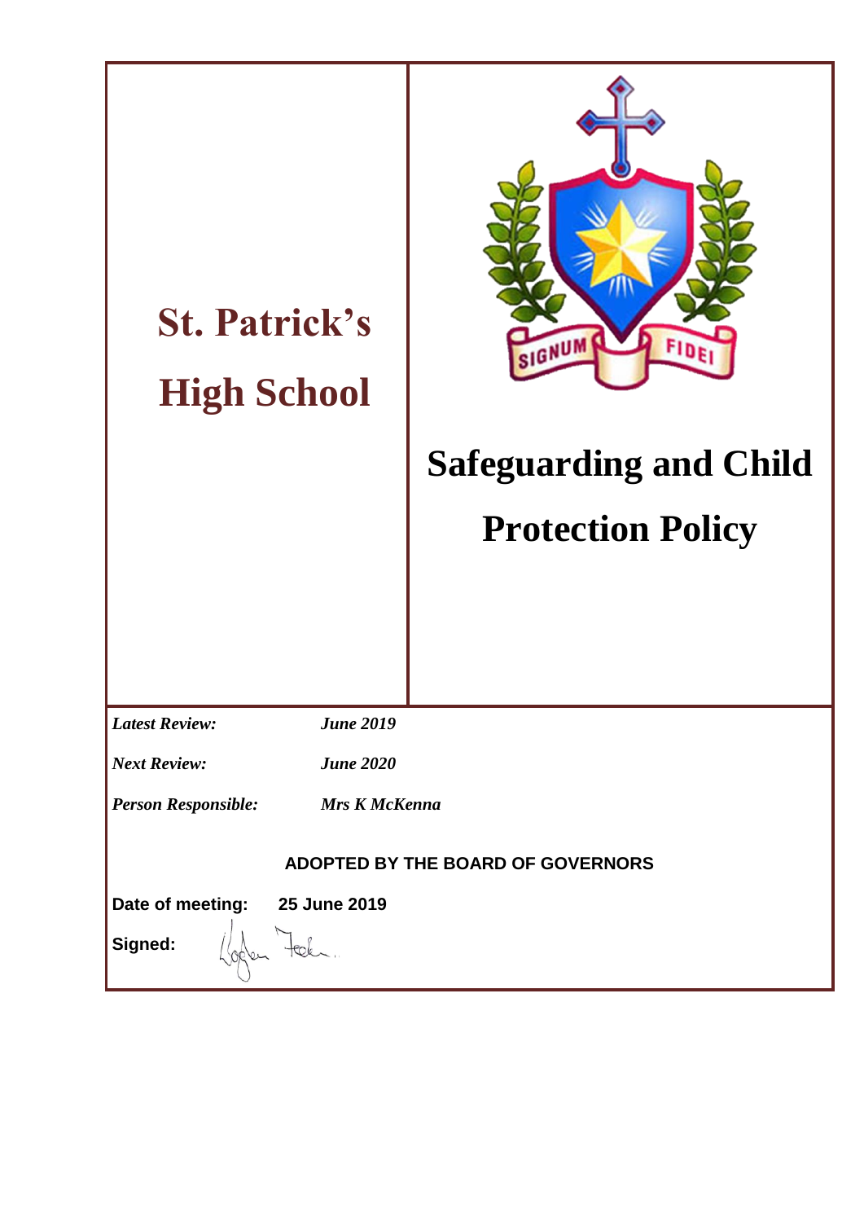# St. Patrick's High School

SIGNUM FIDEI

# Safeguarding and Child Protection Policy

| | |
|---|---|
| ***Latest Review:*** | ***June 2019*** |
| ***Next Review:*** | ***June 2020*** |
| ***Person Responsible:*** | ***Mrs K McKenna*** |

**ADOPTED BY THE BOARD OF GOVERNORS**

**Date of meeting:** **25 June 2019**

**Signed:**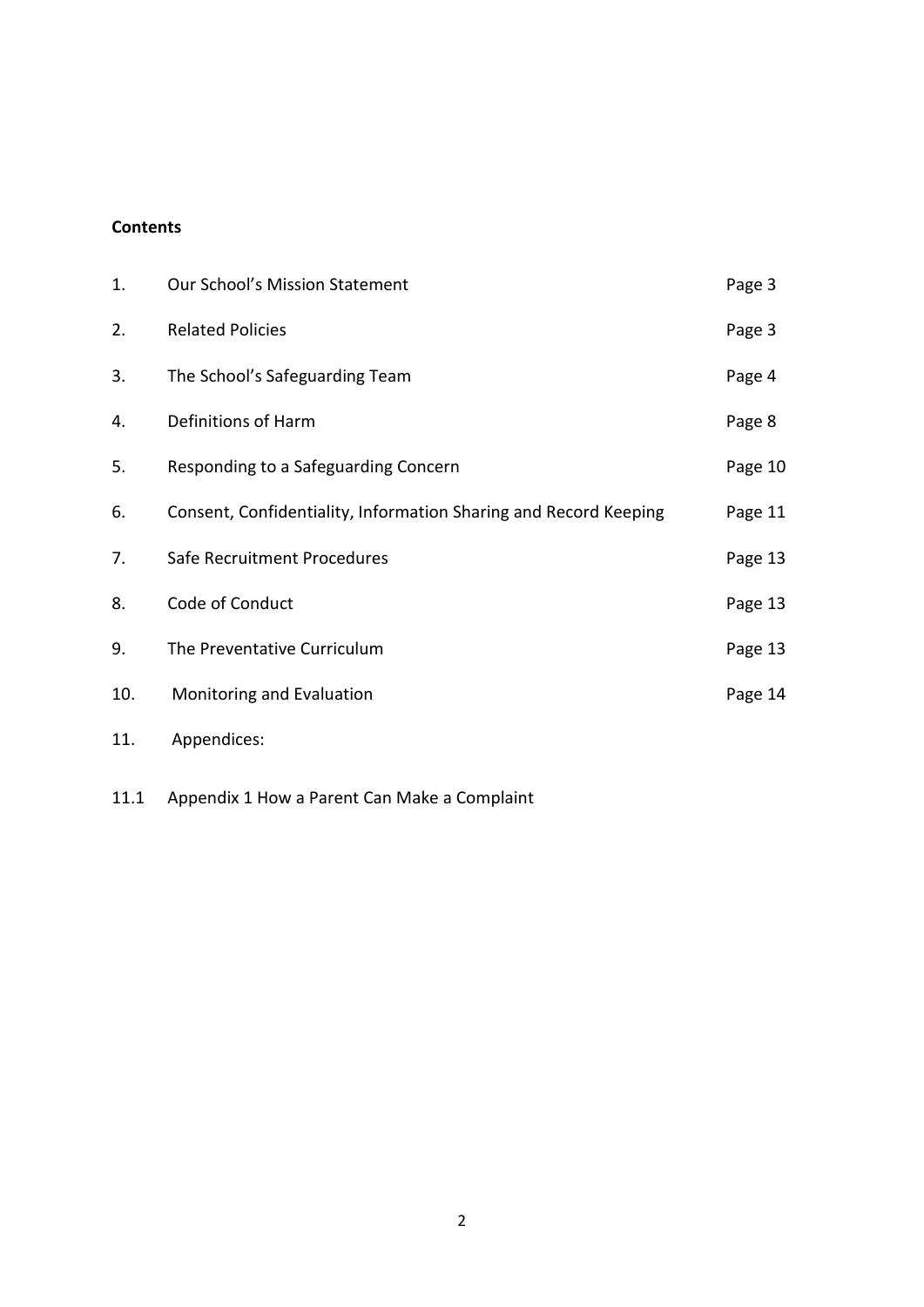**Contents**

| | | |
|---|---|---|
| 1. | Our School's Mission Statement | Page 3 |
| 2. | Related Policies | Page 3 |
| 3. | The School's Safeguarding Team | Page 4 |
| 4. | Definitions of Harm | Page 8 |
| 5. | Responding to a Safeguarding Concern | Page 10 |
| 6. | Consent, Confidentiality, Information Sharing and Record Keeping | Page 11 |
| 7. | Safe Recruitment Procedures | Page 13 |
| 8. | Code of Conduct | Page 13 |
| 9. | The Preventative Curriculum | Page 13 |
| 10. | Monitoring and Evaluation | Page 14 |
| 11. | Appendices: | |
| 11.1 | Appendix 1 How a Parent Can Make a Complaint | |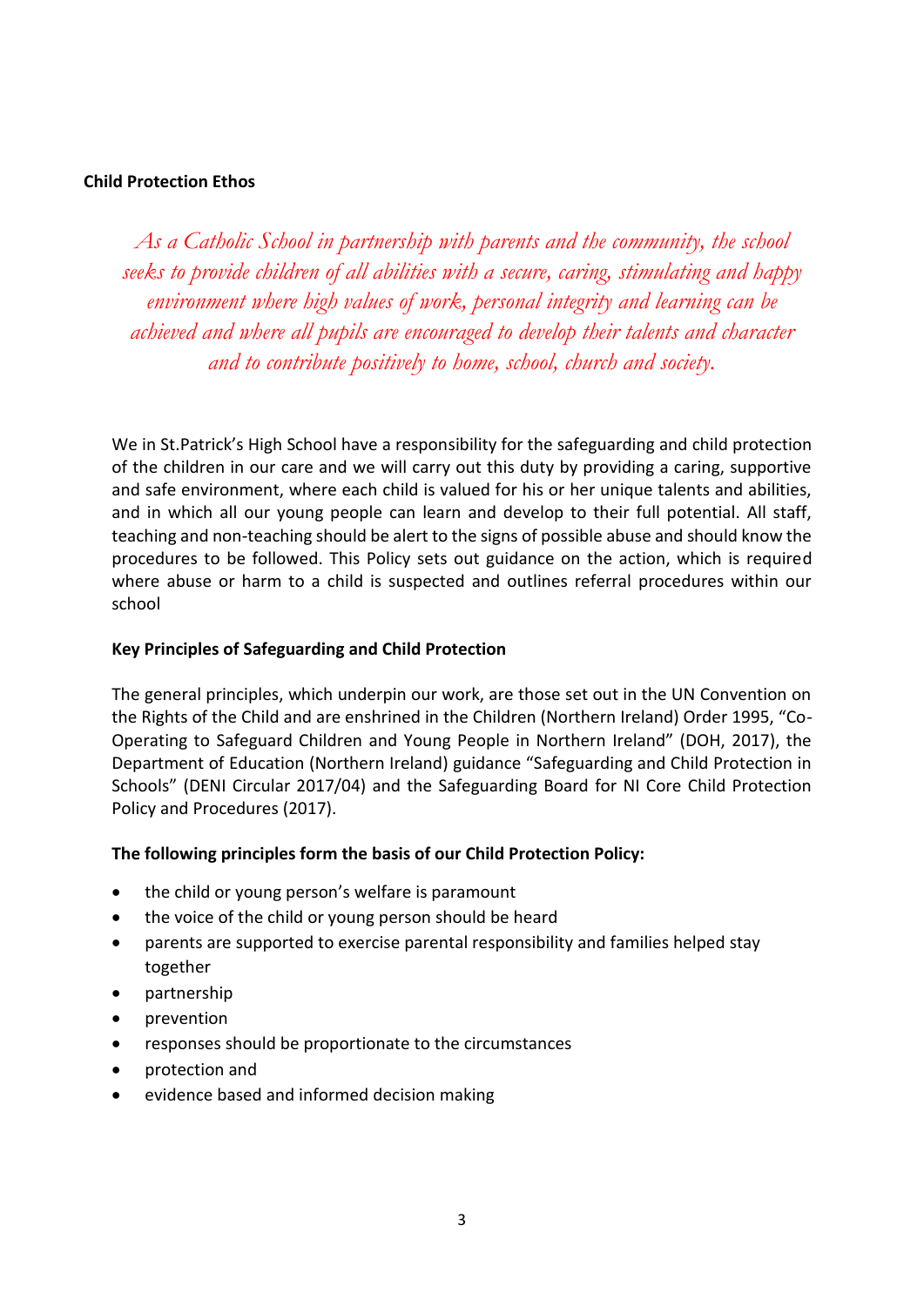**Child Protection Ethos**

*As a Catholic School in partnership with parents and the community, the school seeks to provide children of all abilities with a secure, caring, stimulating and happy environment where high values of work, personal integrity and learning can be achieved and where all pupils are encouraged to develop their talents and character and to contribute positively to home, school, church and society.*

We in St.Patrick's High School have a responsibility for the safeguarding and child protection of the children in our care and we will carry out this duty by providing a caring, supportive and safe environment, where each child is valued for his or her unique talents and abilities, and in which all our young people can learn and develop to their full potential. All staff, teaching and non-teaching should be alert to the signs of possible abuse and should know the procedures to be followed. This Policy sets out guidance on the action, which is required where abuse or harm to a child is suspected and outlines referral procedures within our school

**Key Principles of Safeguarding and Child Protection**

The general principles, which underpin our work, are those set out in the UN Convention on the Rights of the Child and are enshrined in the Children (Northern Ireland) Order 1995, "Co-Operating to Safeguard Children and Young People in Northern Ireland" (DOH, 2017), the Department of Education (Northern Ireland) guidance "Safeguarding and Child Protection in Schools" (DENI Circular 2017/04) and the Safeguarding Board for NI Core Child Protection Policy and Procedures (2017).

**The following principles form the basis of our Child Protection Policy:**

- the child or young person's welfare is paramount
- the voice of the child or young person should be heard
- parents are supported to exercise parental responsibility and families helped stay together
- partnership
- prevention
- responses should be proportionate to the circumstances
- protection and
- evidence based and informed decision making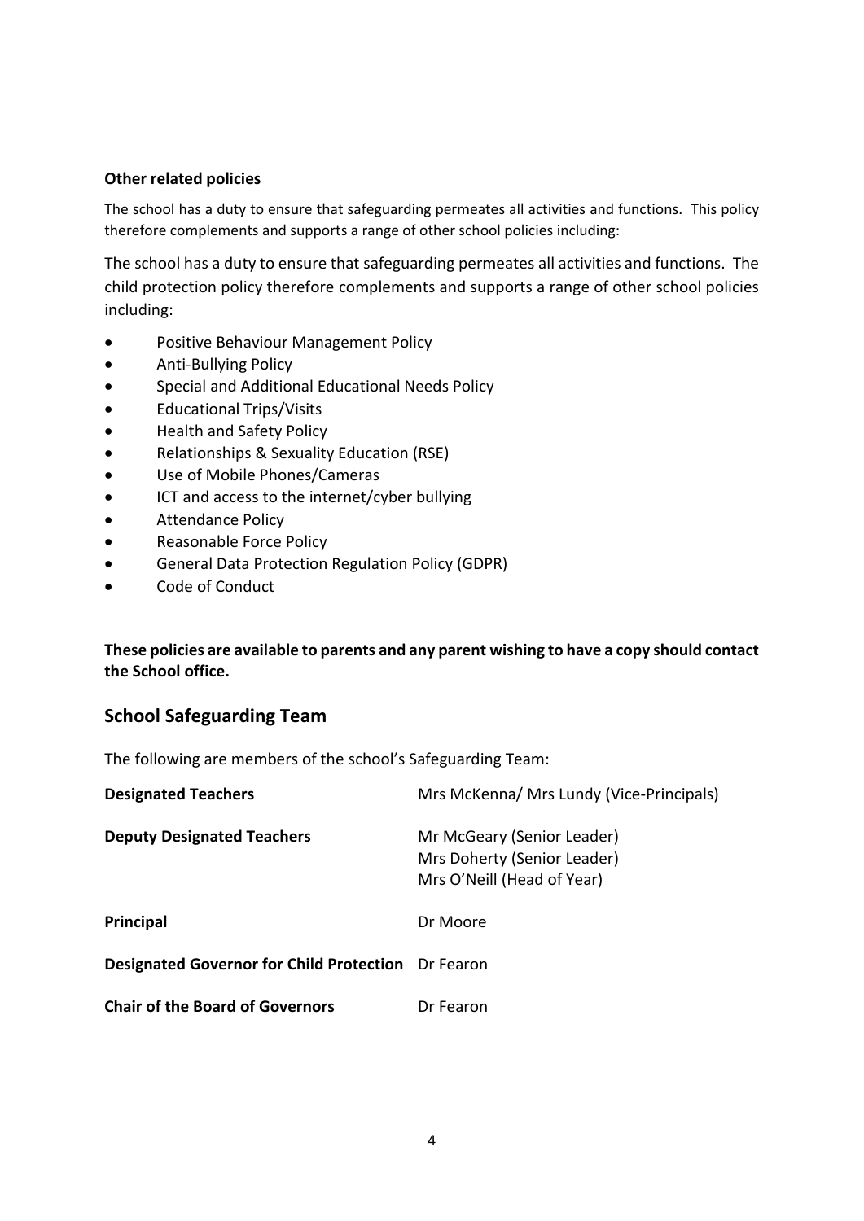### Other related policies

The school has a duty to ensure that safeguarding permeates all activities and functions. This policy therefore complements and supports a range of other school policies including:

The school has a duty to ensure that safeguarding permeates all activities and functions. The child protection policy therefore complements and supports a range of other school policies including:

- Positive Behaviour Management Policy
- Anti-Bullying Policy
- Special and Additional Educational Needs Policy
- Educational Trips/Visits
- Health and Safety Policy
- Relationships & Sexuality Education (RSE)
- Use of Mobile Phones/Cameras
- ICT and access to the internet/cyber bullying
- Attendance Policy
- Reasonable Force Policy
- General Data Protection Regulation Policy (GDPR)
- Code of Conduct

**These policies are available to parents and any parent wishing to have a copy should contact the School office.**

## School Safeguarding Team

The following are members of the school's Safeguarding Team:

| | |
|---|---|
| **Designated Teachers** | Mrs McKenna/ Mrs Lundy (Vice-Principals) |
| **Deputy Designated Teachers** | Mr McGeary (Senior Leader)<br>Mrs Doherty (Senior Leader)<br>Mrs O'Neill (Head of Year) |
| **Principal** | Dr Moore |
| **Designated Governor for Child Protection** | Dr Fearon |
| **Chair of the Board of Governors** | Dr Fearon |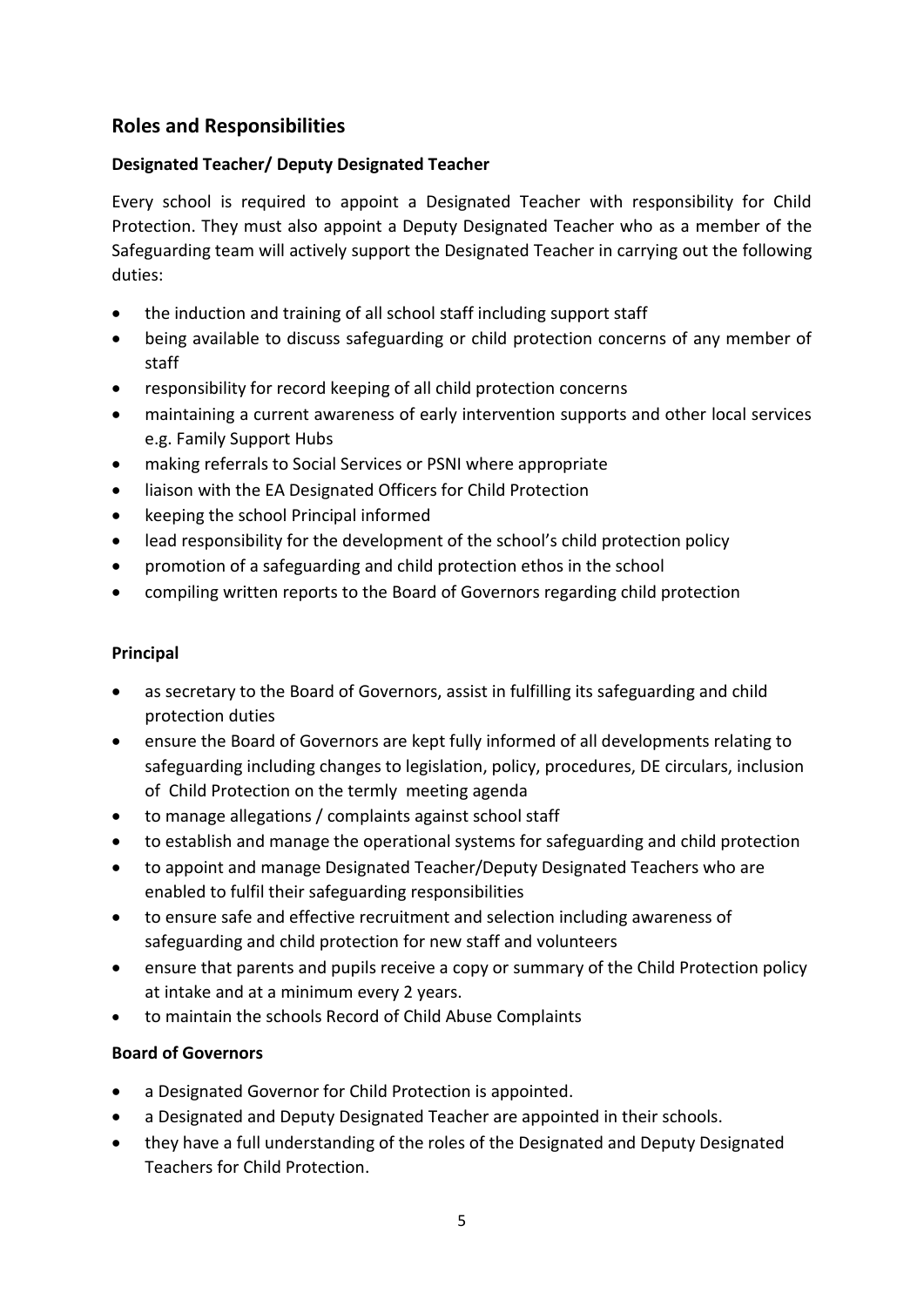## Roles and Responsibilities

### Designated Teacher/ Deputy Designated Teacher

Every school is required to appoint a Designated Teacher with responsibility for Child Protection. They must also appoint a Deputy Designated Teacher who as a member of the Safeguarding team will actively support the Designated Teacher in carrying out the following duties:

- the induction and training of all school staff including support staff
- being available to discuss safeguarding or child protection concerns of any member of staff
- responsibility for record keeping of all child protection concerns
- maintaining a current awareness of early intervention supports and other local services e.g. Family Support Hubs
- making referrals to Social Services or PSNI where appropriate
- liaison with the EA Designated Officers for Child Protection
- keeping the school Principal informed
- lead responsibility for the development of the school's child protection policy
- promotion of a safeguarding and child protection ethos in the school
- compiling written reports to the Board of Governors regarding child protection

### Principal

- as secretary to the Board of Governors, assist in fulfilling its safeguarding and child protection duties
- ensure the Board of Governors are kept fully informed of all developments relating to safeguarding including changes to legislation, policy, procedures, DE circulars, inclusion of Child Protection on the termly meeting agenda
- to manage allegations / complaints against school staff
- to establish and manage the operational systems for safeguarding and child protection
- to appoint and manage Designated Teacher/Deputy Designated Teachers who are enabled to fulfil their safeguarding responsibilities
- to ensure safe and effective recruitment and selection including awareness of safeguarding and child protection for new staff and volunteers
- ensure that parents and pupils receive a copy or summary of the Child Protection policy at intake and at a minimum every 2 years.
- to maintain the schools Record of Child Abuse Complaints

### Board of Governors

- a Designated Governor for Child Protection is appointed.
- a Designated and Deputy Designated Teacher are appointed in their schools.
- they have a full understanding of the roles of the Designated and Deputy Designated Teachers for Child Protection.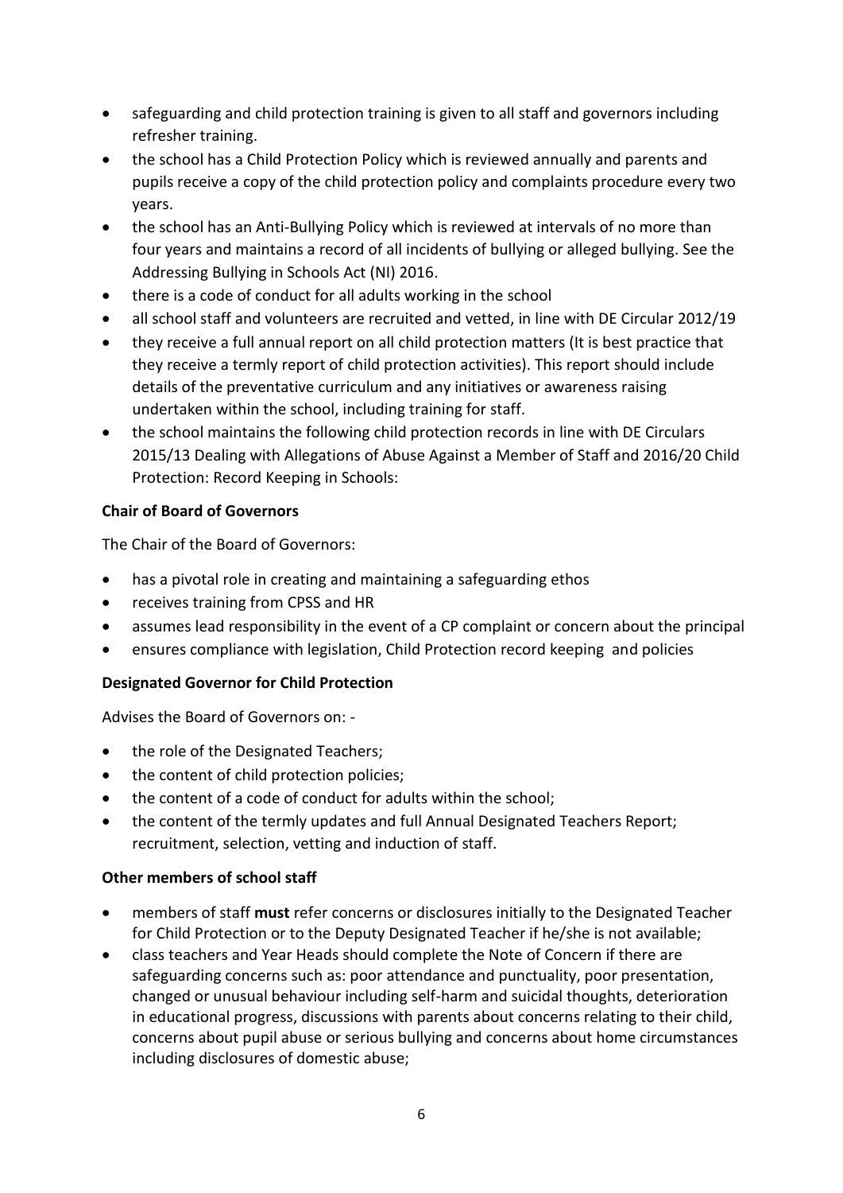- safeguarding and child protection training is given to all staff and governors including refresher training.
- the school has a Child Protection Policy which is reviewed annually and parents and pupils receive a copy of the child protection policy and complaints procedure every two years.
- the school has an Anti-Bullying Policy which is reviewed at intervals of no more than four years and maintains a record of all incidents of bullying or alleged bullying. See the Addressing Bullying in Schools Act (NI) 2016.
- there is a code of conduct for all adults working in the school
- all school staff and volunteers are recruited and vetted, in line with DE Circular 2012/19
- they receive a full annual report on all child protection matters (It is best practice that they receive a termly report of child protection activities). This report should include details of the preventative curriculum and any initiatives or awareness raising undertaken within the school, including training for staff.
- the school maintains the following child protection records in line with DE Circulars 2015/13 Dealing with Allegations of Abuse Against a Member of Staff and 2016/20 Child Protection: Record Keeping in Schools:

**Chair of Board of Governors**

The Chair of the Board of Governors:

- has a pivotal role in creating and maintaining a safeguarding ethos
- receives training from CPSS and HR
- assumes lead responsibility in the event of a CP complaint or concern about the principal
- ensures compliance with legislation, Child Protection record keeping and policies

**Designated Governor for Child Protection**

Advises the Board of Governors on: -

- the role of the Designated Teachers;
- the content of child protection policies;
- the content of a code of conduct for adults within the school;
- the content of the termly updates and full Annual Designated Teachers Report; recruitment, selection, vetting and induction of staff.

**Other members of school staff**

- members of staff **must** refer concerns or disclosures initially to the Designated Teacher for Child Protection or to the Deputy Designated Teacher if he/she is not available;
- class teachers and Year Heads should complete the Note of Concern if there are safeguarding concerns such as: poor attendance and punctuality, poor presentation, changed or unusual behaviour including self-harm and suicidal thoughts, deterioration in educational progress, discussions with parents about concerns relating to their child, concerns about pupil abuse or serious bullying and concerns about home circumstances including disclosures of domestic abuse;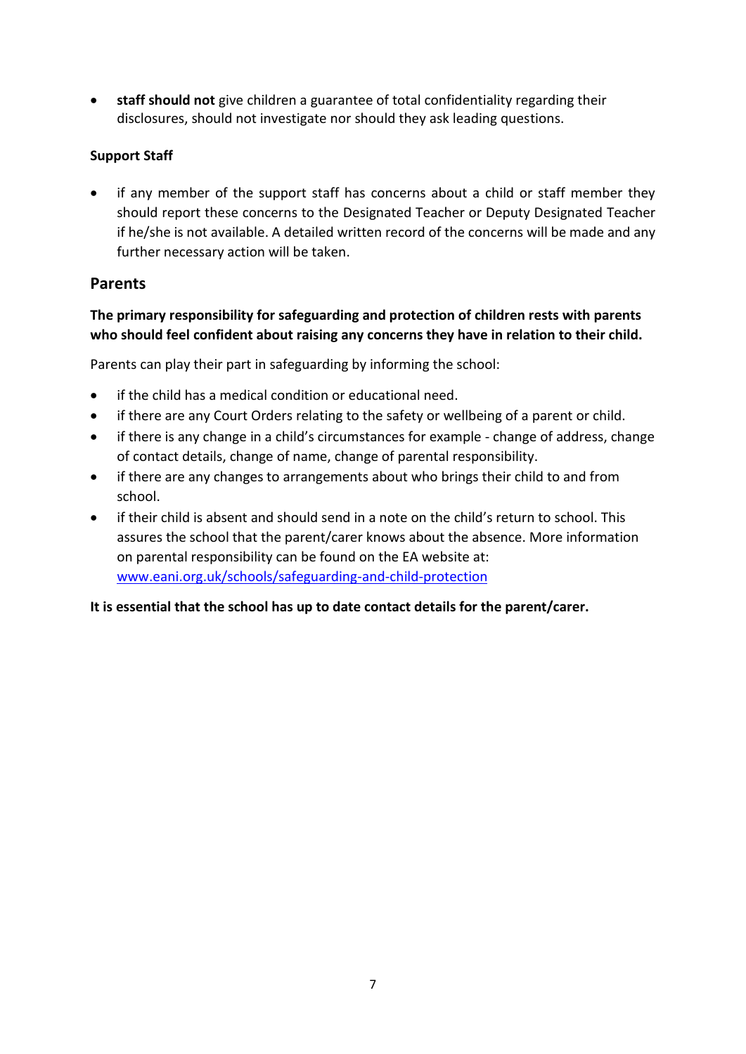- **staff should not** give children a guarantee of total confidentiality regarding their disclosures, should not investigate nor should they ask leading questions.

**Support Staff**

- if any member of the support staff has concerns about a child or staff member they should report these concerns to the Designated Teacher or Deputy Designated Teacher if he/she is not available. A detailed written record of the concerns will be made and any further necessary action will be taken.

## Parents

**The primary responsibility for safeguarding and protection of children rests with parents who should feel confident about raising any concerns they have in relation to their child.**

Parents can play their part in safeguarding by informing the school:

- if the child has a medical condition or educational need.
- if there are any Court Orders relating to the safety or wellbeing of a parent or child.
- if there is any change in a child's circumstances for example - change of address, change of contact details, change of name, change of parental responsibility.
- if there are any changes to arrangements about who brings their child to and from school.
- if their child is absent and should send in a note on the child's return to school. This assures the school that the parent/carer knows about the absence. More information on parental responsibility can be found on the EA website at: [www.eani.org.uk/schools/safeguarding-and-child-protection](www.eani.org.uk/schools/safeguarding-and-child-protection)

**It is essential that the school has up to date contact details for the parent/carer.**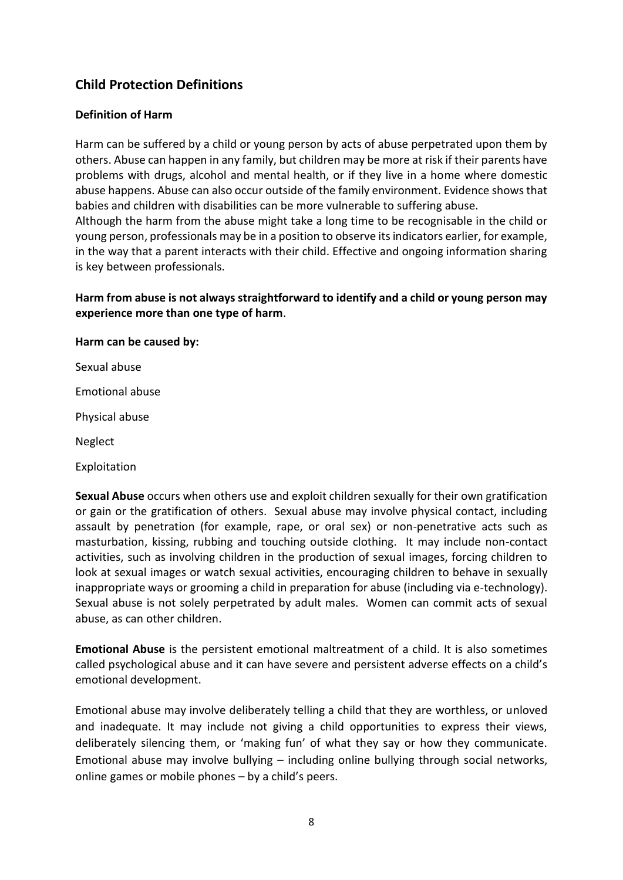## Child Protection Definitions

### Definition of Harm

Harm can be suffered by a child or young person by acts of abuse perpetrated upon them by others. Abuse can happen in any family, but children may be more at risk if their parents have problems with drugs, alcohol and mental health, or if they live in a home where domestic abuse happens. Abuse can also occur outside of the family environment. Evidence shows that babies and children with disabilities can be more vulnerable to suffering abuse.
Although the harm from the abuse might take a long time to be recognisable in the child or young person, professionals may be in a position to observe its indicators earlier, for example, in the way that a parent interacts with their child. Effective and ongoing information sharing is key between professionals.

**Harm from abuse is not always straightforward to identify and a child or young person may experience more than one type of harm**.

**Harm can be caused by:**

Sexual abuse

Emotional abuse

Physical abuse

Neglect

Exploitation

**Sexual Abuse** occurs when others use and exploit children sexually for their own gratification or gain or the gratification of others. Sexual abuse may involve physical contact, including assault by penetration (for example, rape, or oral sex) or non-penetrative acts such as masturbation, kissing, rubbing and touching outside clothing. It may include non-contact activities, such as involving children in the production of sexual images, forcing children to look at sexual images or watch sexual activities, encouraging children to behave in sexually inappropriate ways or grooming a child in preparation for abuse (including via e-technology). Sexual abuse is not solely perpetrated by adult males. Women can commit acts of sexual abuse, as can other children.

**Emotional Abuse** is the persistent emotional maltreatment of a child. It is also sometimes called psychological abuse and it can have severe and persistent adverse effects on a child's emotional development.

Emotional abuse may involve deliberately telling a child that they are worthless, or unloved and inadequate. It may include not giving a child opportunities to express their views, deliberately silencing them, or 'making fun' of what they say or how they communicate. Emotional abuse may involve bullying – including online bullying through social networks, online games or mobile phones – by a child's peers.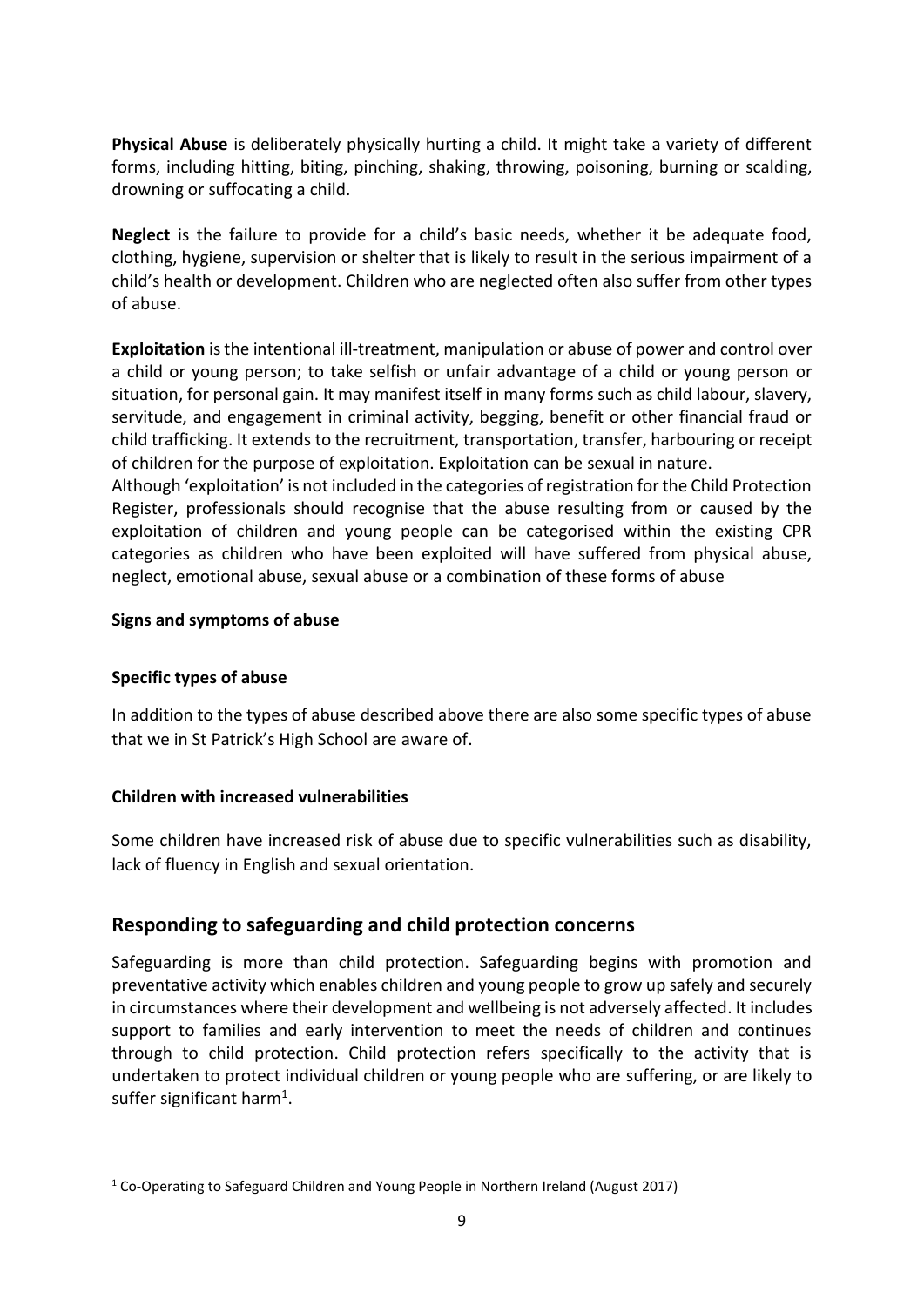**Physical Abuse** is deliberately physically hurting a child. It might take a variety of different forms, including hitting, biting, pinching, shaking, throwing, poisoning, burning or scalding, drowning or suffocating a child.

**Neglect** is the failure to provide for a child's basic needs, whether it be adequate food, clothing, hygiene, supervision or shelter that is likely to result in the serious impairment of a child's health or development. Children who are neglected often also suffer from other types of abuse.

**Exploitation** is the intentional ill-treatment, manipulation or abuse of power and control over a child or young person; to take selfish or unfair advantage of a child or young person or situation, for personal gain. It may manifest itself in many forms such as child labour, slavery, servitude, and engagement in criminal activity, begging, benefit or other financial fraud or child trafficking. It extends to the recruitment, transportation, transfer, harbouring or receipt of children for the purpose of exploitation. Exploitation can be sexual in nature.
Although 'exploitation' is not included in the categories of registration for the Child Protection Register, professionals should recognise that the abuse resulting from or caused by the exploitation of children and young people can be categorised within the existing CPR categories as children who have been exploited will have suffered from physical abuse, neglect, emotional abuse, sexual abuse or a combination of these forms of abuse

**Signs and symptoms of abuse**

**Specific types of abuse**

In addition to the types of abuse described above there are also some specific types of abuse that we in St Patrick's High School are aware of.

**Children with increased vulnerabilities**

Some children have increased risk of abuse due to specific vulnerabilities such as disability, lack of fluency in English and sexual orientation.

## Responding to safeguarding and child protection concerns

Safeguarding is more than child protection. Safeguarding begins with promotion and preventative activity which enables children and young people to grow up safely and securely in circumstances where their development and wellbeing is not adversely affected. It includes support to families and early intervention to meet the needs of children and continues through to child protection. Child protection refers specifically to the activity that is undertaken to protect individual children or young people who are suffering, or are likely to suffer significant harm[1].

[1] Co-Operating to Safeguard Children and Young People in Northern Ireland (August 2017)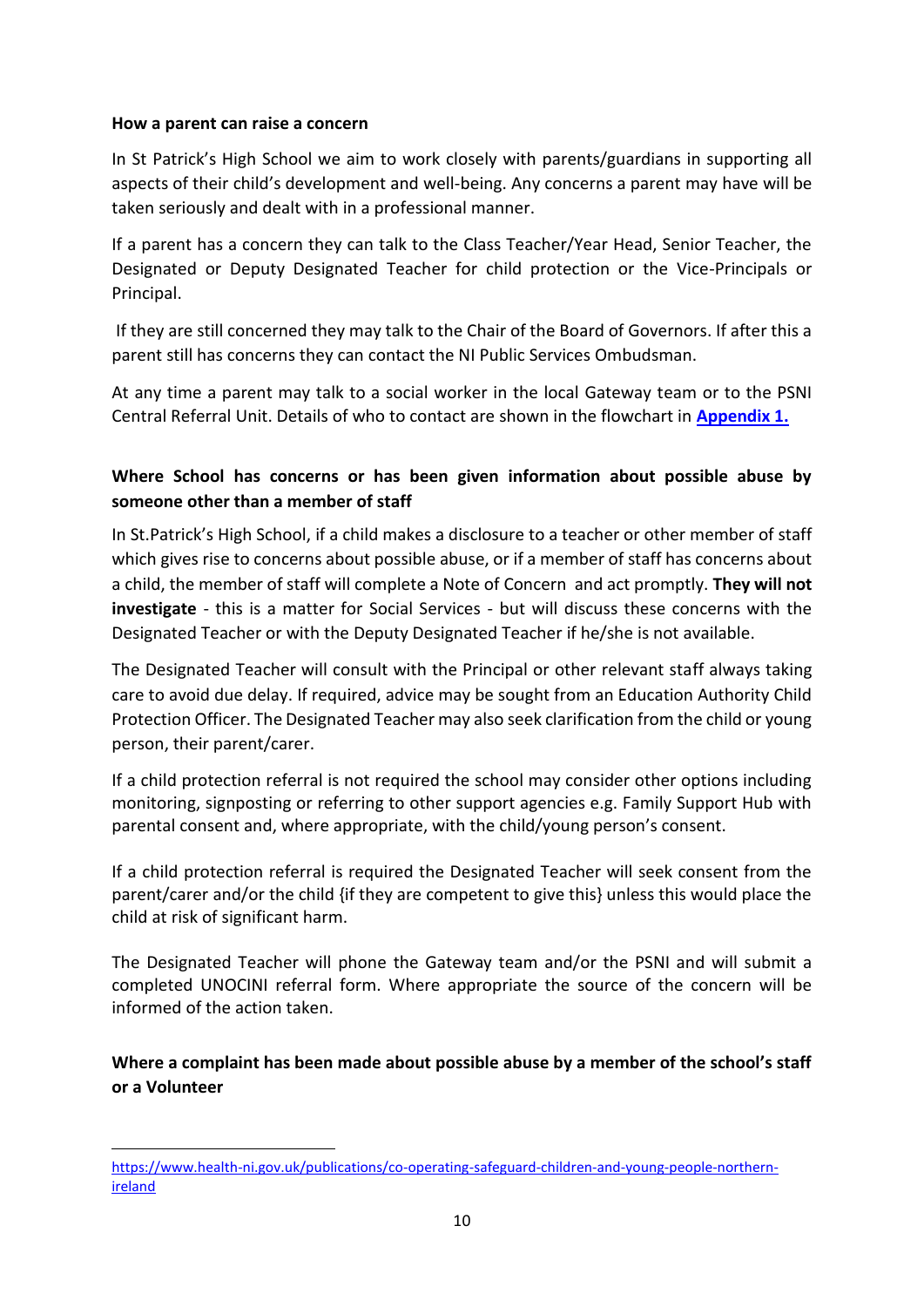**How a parent can raise a concern**

In St Patrick's High School we aim to work closely with parents/guardians in supporting all aspects of their child's development and well-being. Any concerns a parent may have will be taken seriously and dealt with in a professional manner.

If a parent has a concern they can talk to the Class Teacher/Year Head, Senior Teacher, the Designated or Deputy Designated Teacher for child protection or the Vice-Principals or Principal.

If they are still concerned they may talk to the Chair of the Board of Governors. If after this a parent still has concerns they can contact the NI Public Services Ombudsman.

At any time a parent may talk to a social worker in the local Gateway team or to the PSNI Central Referral Unit. Details of who to contact are shown in the flowchart in **Appendix 1.**

**Where School has concerns or has been given information about possible abuse by someone other than a member of staff**

In St.Patrick's High School, if a child makes a disclosure to a teacher or other member of staff which gives rise to concerns about possible abuse, or if a member of staff has concerns about a child, the member of staff will complete a Note of Concern and act promptly. **They will not investigate** - this is a matter for Social Services - but will discuss these concerns with the Designated Teacher or with the Deputy Designated Teacher if he/she is not available.

The Designated Teacher will consult with the Principal or other relevant staff always taking care to avoid due delay. If required, advice may be sought from an Education Authority Child Protection Officer. The Designated Teacher may also seek clarification from the child or young person, their parent/carer.

If a child protection referral is not required the school may consider other options including monitoring, signposting or referring to other support agencies e.g. Family Support Hub with parental consent and, where appropriate, with the child/young person's consent.

If a child protection referral is required the Designated Teacher will seek consent from the parent/carer and/or the child {if they are competent to give this} unless this would place the child at risk of significant harm.

The Designated Teacher will phone the Gateway team and/or the PSNI and will submit a completed UNOCINI referral form. Where appropriate the source of the concern will be informed of the action taken.

**Where a complaint has been made about possible abuse by a member of the school's staff or a Volunteer**

https://www.health-ni.gov.uk/publications/co-operating-safeguard-children-and-young-people-northern-ireland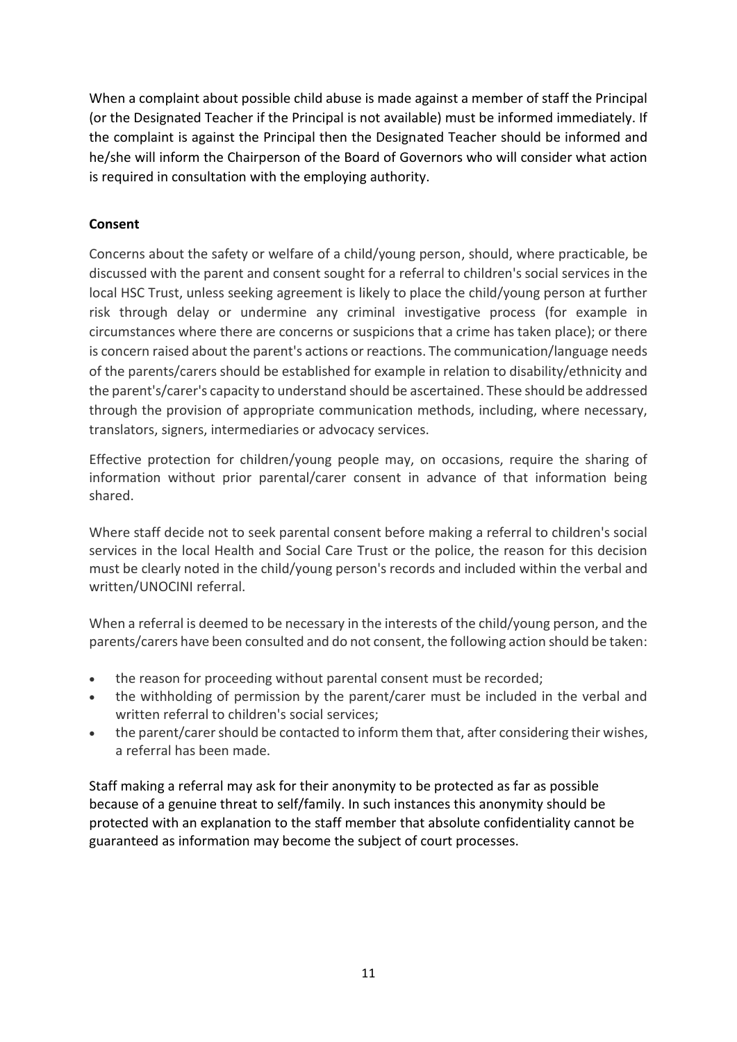When a complaint about possible child abuse is made against a member of staff the Principal (or the Designated Teacher if the Principal is not available) must be informed immediately. If the complaint is against the Principal then the Designated Teacher should be informed and he/she will inform the Chairperson of the Board of Governors who will consider what action is required in consultation with the employing authority.

**Consent**

Concerns about the safety or welfare of a child/young person, should, where practicable, be discussed with the parent and consent sought for a referral to children's social services in the local HSC Trust, unless seeking agreement is likely to place the child/young person at further risk through delay or undermine any criminal investigative process (for example in circumstances where there are concerns or suspicions that a crime has taken place); or there is concern raised about the parent's actions or reactions. The communication/language needs of the parents/carers should be established for example in relation to disability/ethnicity and the parent's/carer's capacity to understand should be ascertained. These should be addressed through the provision of appropriate communication methods, including, where necessary, translators, signers, intermediaries or advocacy services.

Effective protection for children/young people may, on occasions, require the sharing of information without prior parental/carer consent in advance of that information being shared.

Where staff decide not to seek parental consent before making a referral to children's social services in the local Health and Social Care Trust or the police, the reason for this decision must be clearly noted in the child/young person's records and included within the verbal and written/UNOCINI referral.

When a referral is deemed to be necessary in the interests of the child/young person, and the parents/carers have been consulted and do not consent, the following action should be taken:

- the reason for proceeding without parental consent must be recorded;
- the withholding of permission by the parent/carer must be included in the verbal and written referral to children's social services;
- the parent/carer should be contacted to inform them that, after considering their wishes, a referral has been made.

Staff making a referral may ask for their anonymity to be protected as far as possible because of a genuine threat to self/family. In such instances this anonymity should be protected with an explanation to the staff member that absolute confidentiality cannot be guaranteed as information may become the subject of court processes.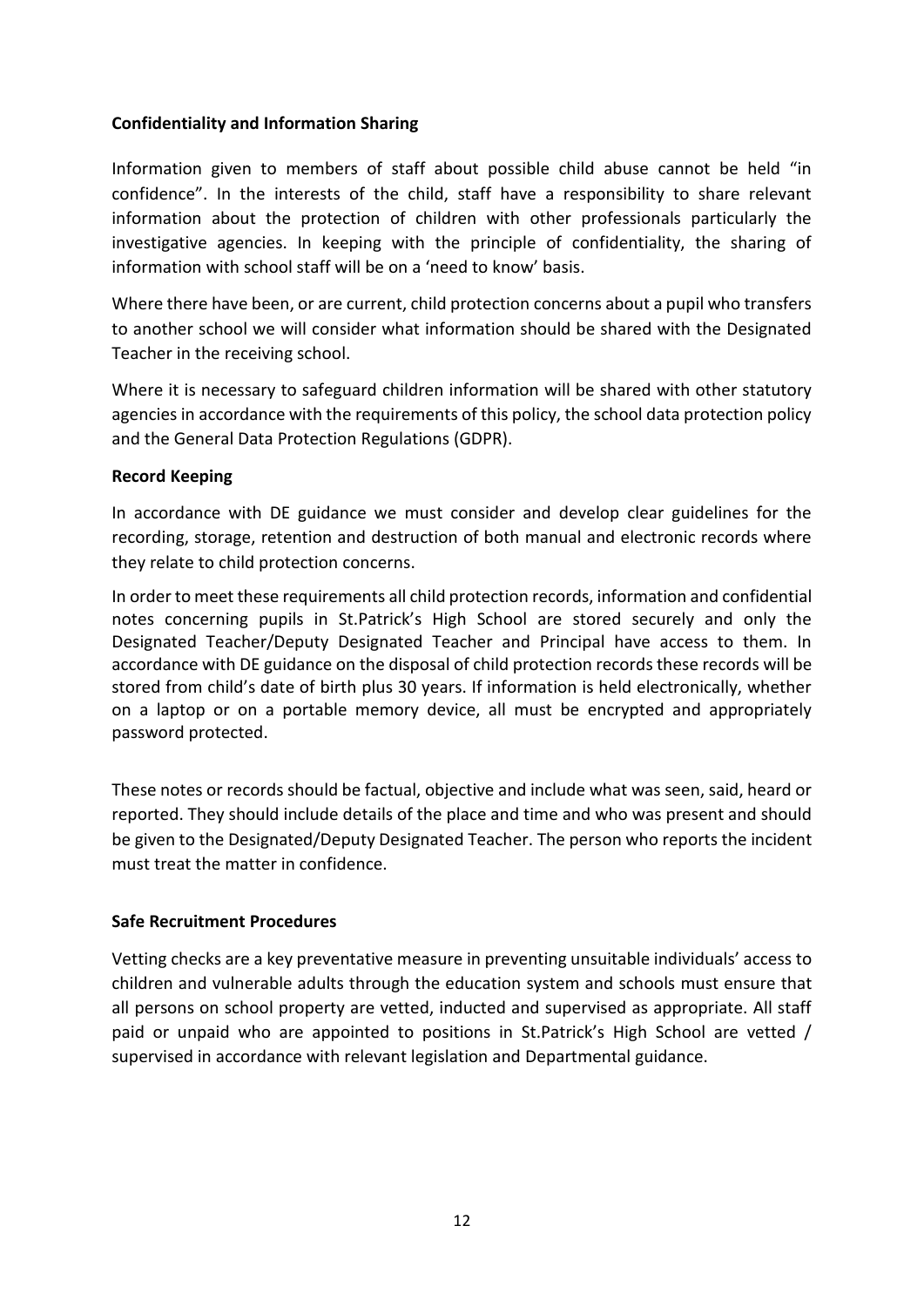**Confidentiality and Information Sharing**

Information given to members of staff about possible child abuse cannot be held "in confidence". In the interests of the child, staff have a responsibility to share relevant information about the protection of children with other professionals particularly the investigative agencies. In keeping with the principle of confidentiality, the sharing of information with school staff will be on a 'need to know' basis.

Where there have been, or are current, child protection concerns about a pupil who transfers to another school we will consider what information should be shared with the Designated Teacher in the receiving school.

Where it is necessary to safeguard children information will be shared with other statutory agencies in accordance with the requirements of this policy, the school data protection policy and the General Data Protection Regulations (GDPR).

**Record Keeping**

In accordance with DE guidance we must consider and develop clear guidelines for the recording, storage, retention and destruction of both manual and electronic records where they relate to child protection concerns.

In order to meet these requirements all child protection records, information and confidential notes concerning pupils in St.Patrick's High School are stored securely and only the Designated Teacher/Deputy Designated Teacher and Principal have access to them. In accordance with DE guidance on the disposal of child protection records these records will be stored from child's date of birth plus 30 years. If information is held electronically, whether on a laptop or on a portable memory device, all must be encrypted and appropriately password protected.

These notes or records should be factual, objective and include what was seen, said, heard or reported. They should include details of the place and time and who was present and should be given to the Designated/Deputy Designated Teacher. The person who reports the incident must treat the matter in confidence.

**Safe Recruitment Procedures**

Vetting checks are a key preventative measure in preventing unsuitable individuals' access to children and vulnerable adults through the education system and schools must ensure that all persons on school property are vetted, inducted and supervised as appropriate. All staff paid or unpaid who are appointed to positions in St.Patrick's High School are vetted / supervised in accordance with relevant legislation and Departmental guidance.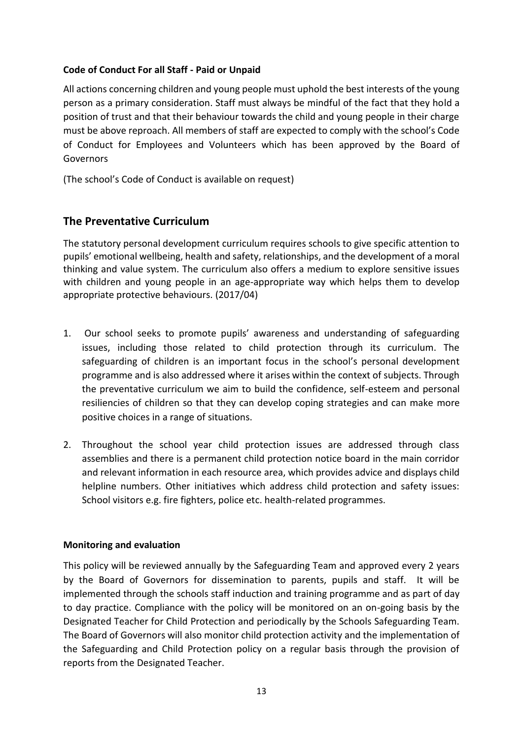**Code of Conduct For all Staff - Paid or Unpaid**

All actions concerning children and young people must uphold the best interests of the young person as a primary consideration. Staff must always be mindful of the fact that they hold a position of trust and that their behaviour towards the child and young people in their charge must be above reproach. All members of staff are expected to comply with the school's Code of Conduct for Employees and Volunteers which has been approved by the Board of Governors

(The school's Code of Conduct is available on request)

## The Preventative Curriculum

The statutory personal development curriculum requires schools to give specific attention to pupils' emotional wellbeing, health and safety, relationships, and the development of a moral thinking and value system. The curriculum also offers a medium to explore sensitive issues with children and young people in an age-appropriate way which helps them to develop appropriate protective behaviours. (2017/04)

1. Our school seeks to promote pupils' awareness and understanding of safeguarding issues, including those related to child protection through its curriculum. The safeguarding of children is an important focus in the school's personal development programme and is also addressed where it arises within the context of subjects. Through the preventative curriculum we aim to build the confidence, self-esteem and personal resiliencies of children so that they can develop coping strategies and can make more positive choices in a range of situations.
2. Throughout the school year child protection issues are addressed through class assemblies and there is a permanent child protection notice board in the main corridor and relevant information in each resource area, which provides advice and displays child helpline numbers. Other initiatives which address child protection and safety issues: School visitors e.g. fire fighters, police etc. health-related programmes.

**Monitoring and evaluation**

This policy will be reviewed annually by the Safeguarding Team and approved every 2 years by the Board of Governors for dissemination to parents, pupils and staff. It will be implemented through the schools staff induction and training programme and as part of day to day practice. Compliance with the policy will be monitored on an on-going basis by the Designated Teacher for Child Protection and periodically by the Schools Safeguarding Team. The Board of Governors will also monitor child protection activity and the implementation of the Safeguarding and Child Protection policy on a regular basis through the provision of reports from the Designated Teacher.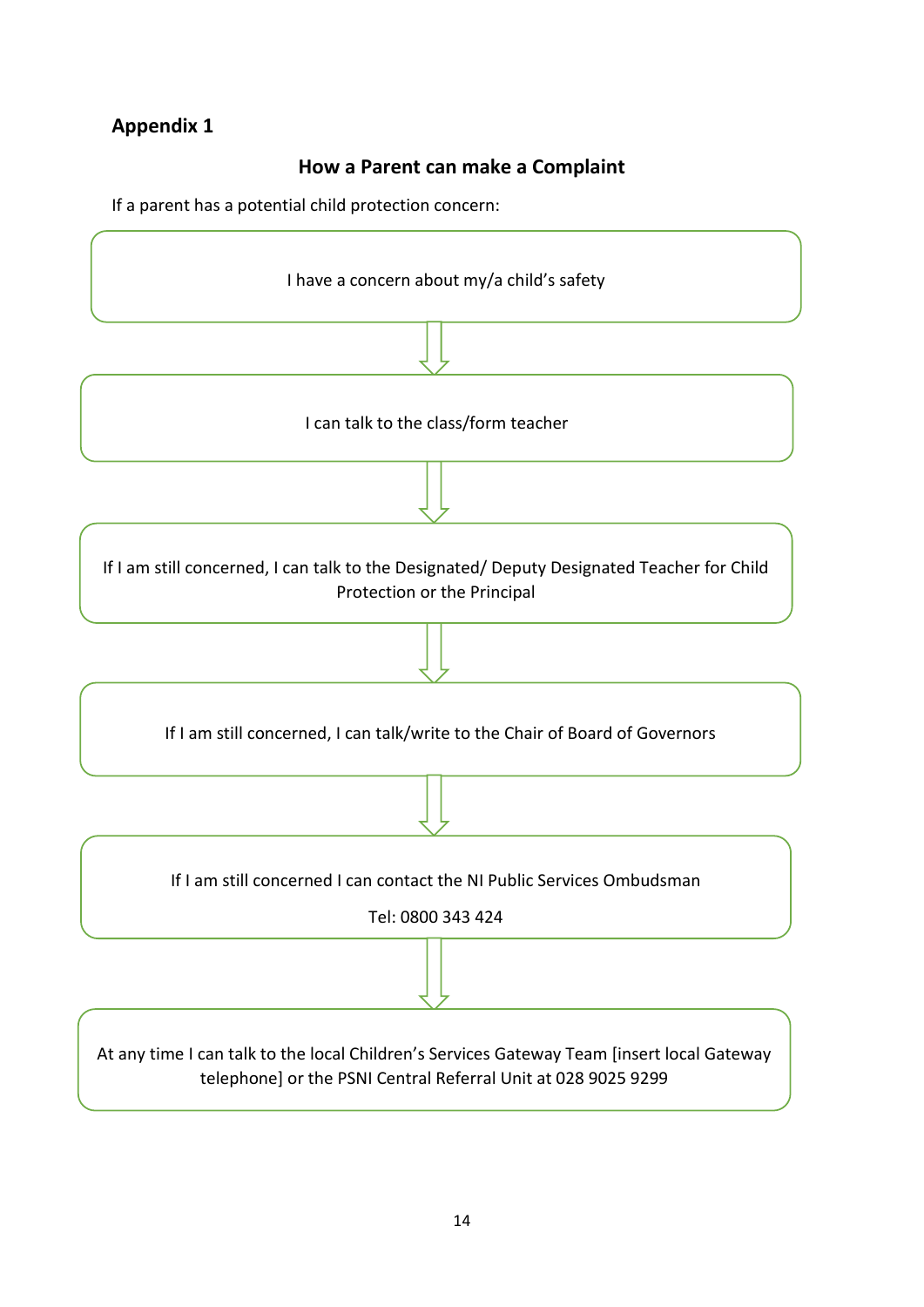**Appendix 1**

**How a Parent can make a Complaint**

If a parent has a potential child protection concern:

I have a concern about my/a child's safety

↓

I can talk to the class/form teacher

↓

If I am still concerned, I can talk to the Designated/ Deputy Designated Teacher for Child Protection or the Principal

↓

If I am still concerned, I can talk/write to the Chair of Board of Governors

↓

If I am still concerned I can contact the NI Public Services Ombudsman

Tel: 0800 343 424

↓

At any time I can talk to the local Children's Services Gateway Team [insert local Gateway telephone] or the PSNI Central Referral Unit at 028 9025 9299